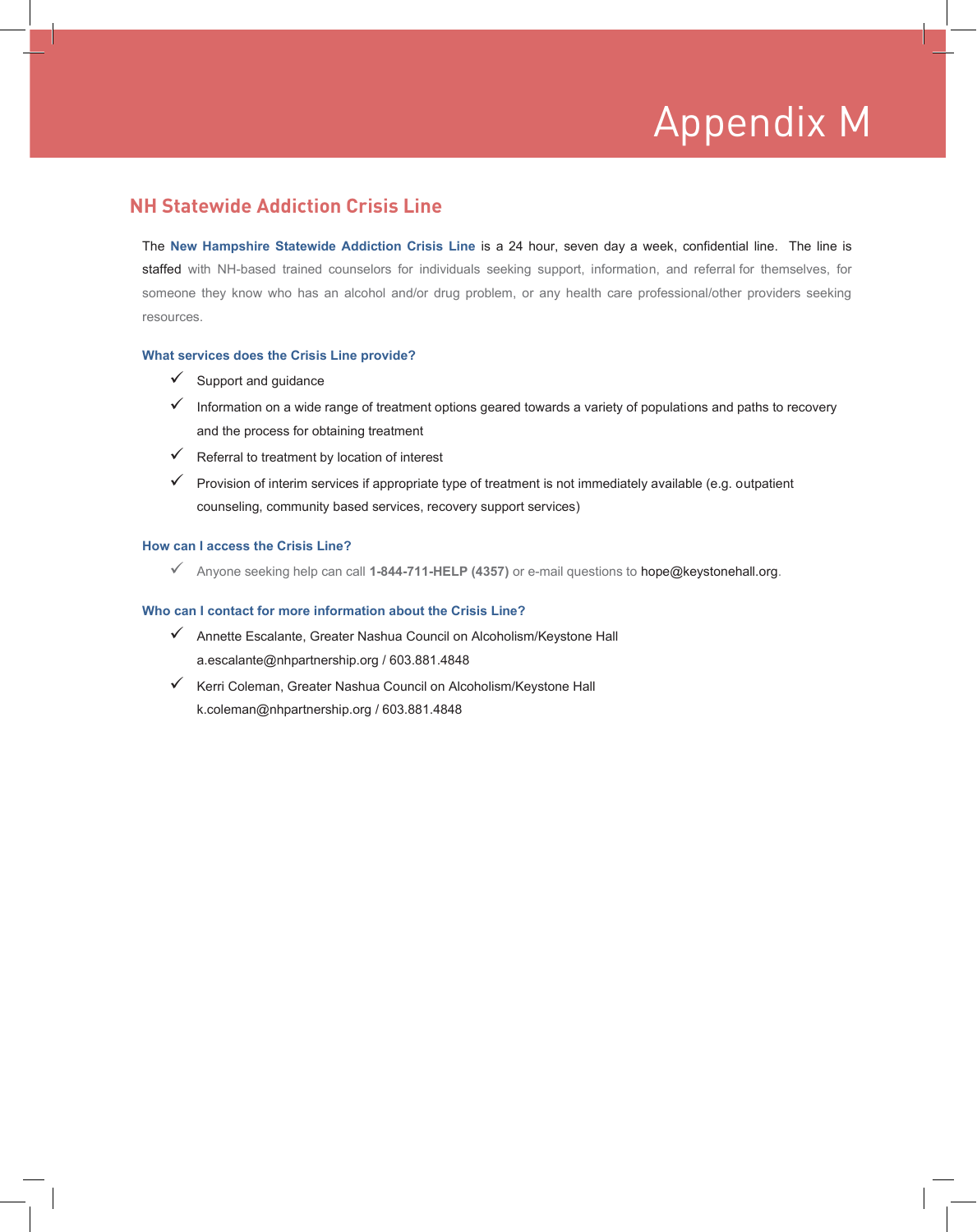# Appendix M

## NH Statewide Addiction Crisis Line

The **New Hampshire Statewide Addiction Crisis Line** is a 24 hour, seven day a week, confidential line. The line is staffed with NH-based trained counselors for individuals seeking support, information, and referral for themselves, for someone they know who has an alcohol and/or drug problem, or any health care professional/other providers seeking resources.

### What services does the Crisis Line provide?

- ✓ Support and guidance
- ✓ Information on a wide range of treatment options geared towards a variety of populations and paths to recovery and the process for obtaining treatment
- ✓ Referral to treatment by location of interest
- ✓ Provision of interim services if appropriate type of treatment is not immediately available (e.g. outpatient counseling, community based services, recovery support services)

### How can I access the Crisis Line?

- ✓ Anyone seeking help can call **1-844-711-HELP (4357)** or e-mail questions to hope@keystonehall.org.

### Who can I contact for more information about the Crisis Line?

- ✓ Annette Escalante, Greater Nashua Council on Alcoholism/Keystone Hall
  a.escalante@nhpartnership.org / 603.881.4848
- ✓ Kerri Coleman, Greater Nashua Council on Alcoholism/Keystone Hall
  k.coleman@nhpartnership.org / 603.881.4848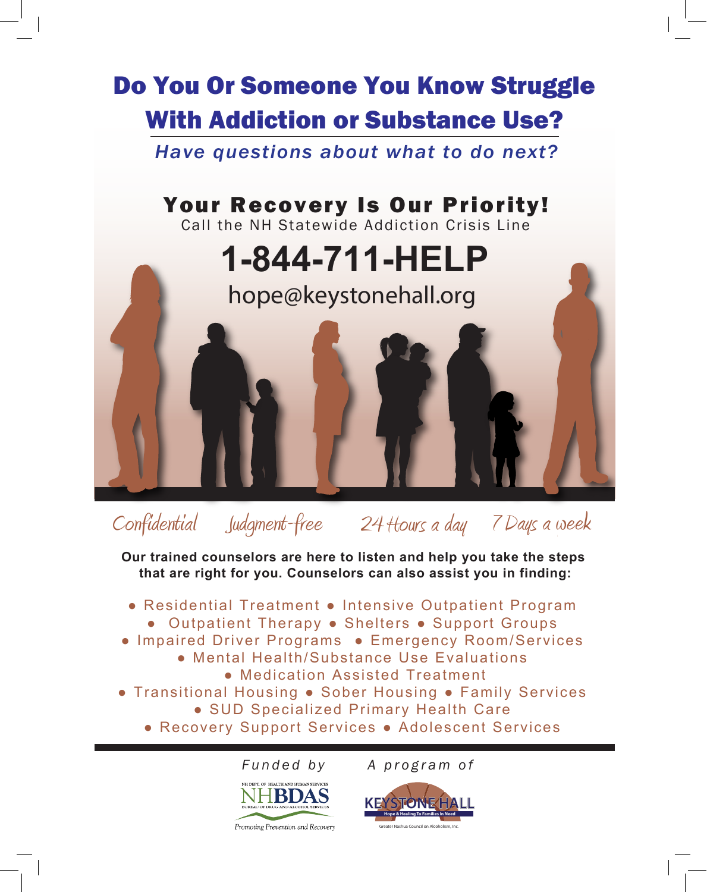# Do You Or Someone You Know Struggle With Addiction or Substance Use?

*Have questions about what to do next?*

## Your Recovery Is Our Priority!

Call the NH Statewide Addiction Crisis Line

# 1-844-711-HELP

hope@keystonehall.org

Confidential Judgment-free 24 Hours a day 7 Days a week

**Our trained counselors are here to listen and help you take the steps that are right for you. Counselors can also assist you in finding:**

- Residential Treatment
- Intensive Outpatient Program
- Outpatient Therapy
- Shelters
- Support Groups
- Impaired Driver Programs
- Emergency Room/Services
- Mental Health/Substance Use Evaluations
- Medication Assisted Treatment
- Transitional Housing
- Sober Housing
- Family Services
- SUD Specialized Primary Health Care
- Recovery Support Services
- Adolescent Services

*Funded by*

NH DEPT. OF HEALTH AND HUMAN SERVICES
NHBDAS
BUREAU OF DRUG AND ALCOHOL SERVICES
*Promoting Prevention and Recovery*

*A program of*

KEYSTONE HALL
Hope & Healing To Families In Need
Greater Nashua Council on Alcoholism, Inc.